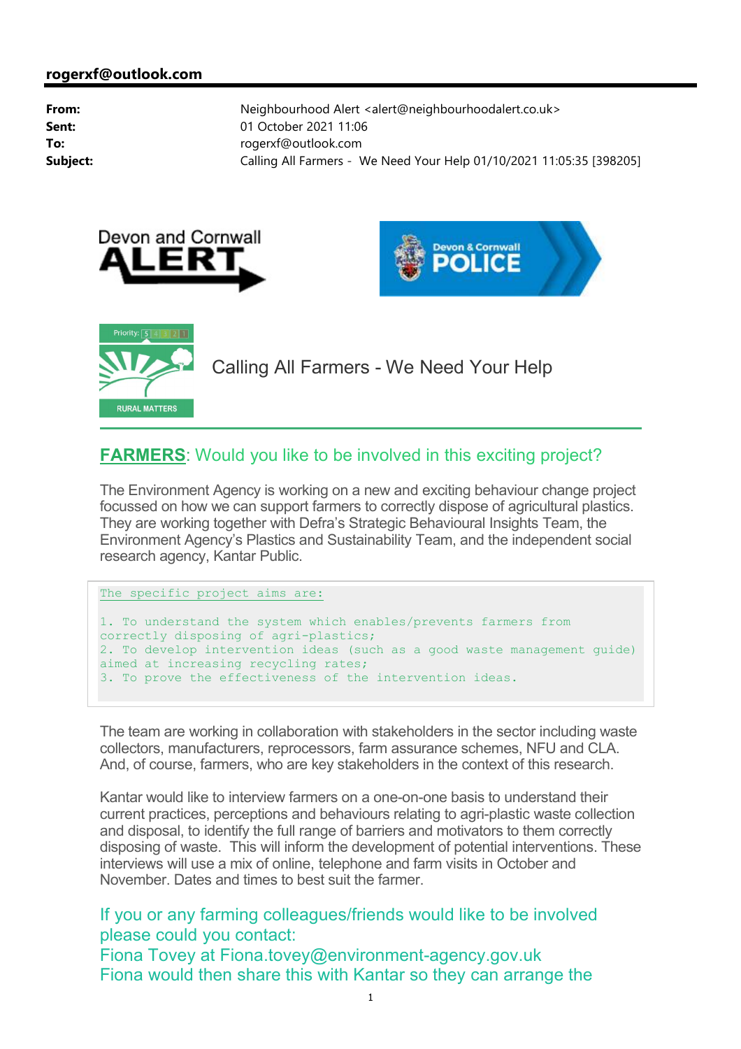**rogerxf@outlook.com**

**From:** Neighbourhood Alert <alert@neighbourhoodalert.co.uk>
**Sent:** 01 October 2021 11:06
**To:** rogerxf@outlook.com
**Subject:** Calling All Farmers - We Need Your Help 01/10/2021 11:05:35 [398205]

Devon and Cornwall ALERT

Devon & Cornwall POLICE

Priority: 5 4 3 2 1

RURAL MATTERS

# Calling All Farmers - We Need Your Help

## **FARMERS**: Would you like to be involved in this exciting project?

The Environment Agency is working on a new and exciting behaviour change project focussed on how we can support farmers to correctly dispose of agricultural plastics. They are working together with Defra's Strategic Behavioural Insights Team, the Environment Agency's Plastics and Sustainability Team, and the independent social research agency, Kantar Public.

```
The specific project aims are:

1. To understand the system which enables/prevents farmers from
correctly disposing of agri-plastics;
2. To develop intervention ideas (such as a good waste management guide)
aimed at increasing recycling rates;
3. To prove the effectiveness of the intervention ideas.
```

The team are working in collaboration with stakeholders in the sector including waste collectors, manufacturers, reprocessors, farm assurance schemes, NFU and CLA. And, of course, farmers, who are key stakeholders in the context of this research.

Kantar would like to interview farmers on a one-on-one basis to understand their current practices, perceptions and behaviours relating to agri-plastic waste collection and disposal, to identify the full range of barriers and motivators to them correctly disposing of waste. This will inform the development of potential interventions. These interviews will use a mix of online, telephone and farm visits in October and November. Dates and times to best suit the farmer.

If you or any farming colleagues/friends would like to be involved please could you contact:
Fiona Tovey at Fiona.tovey@environment-agency.gov.uk
Fiona would then share this with Kantar so they can arrange the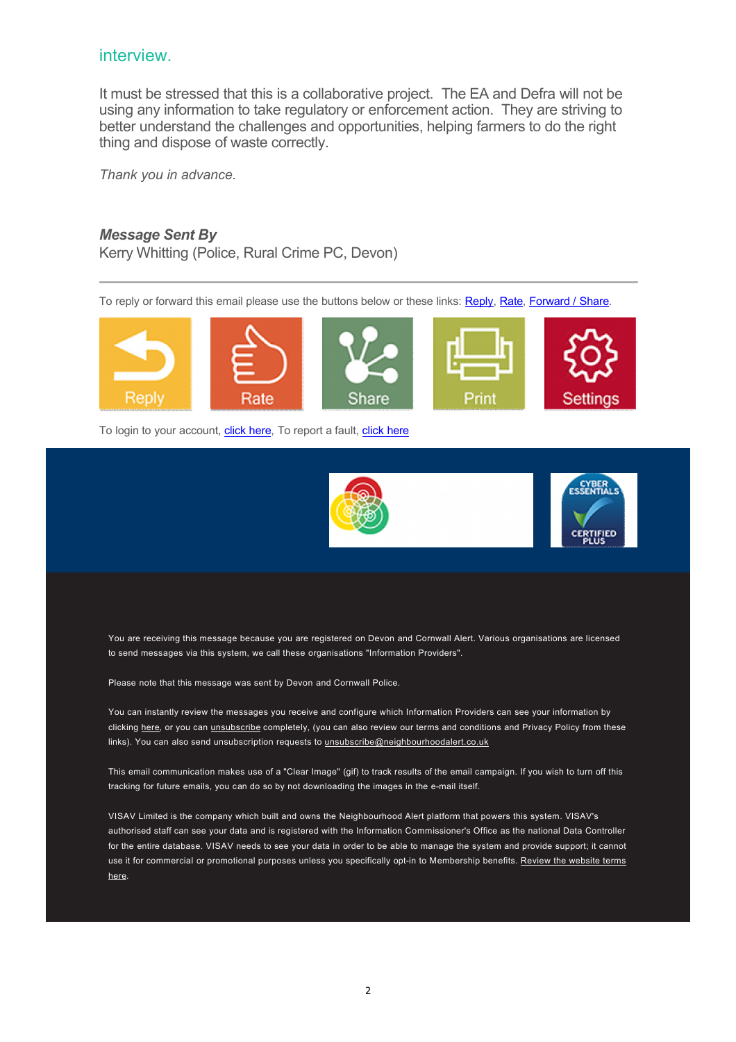interview.

It must be stressed that this is a collaborative project. The EA and Defra will not be using any information to take regulatory or enforcement action. They are striving to better understand the challenges and opportunities, helping farmers to do the right thing and dispose of waste correctly.

*Thank you in advance.*

***Message Sent By***
Kerry Whitting (Police, Rural Crime PC, Devon)

---

To reply or forward this email please use the buttons below or these links: Reply, Rate, Forward / Share.

Reply Rate Share Print Settings

To login to your account, click here, To report a fault, click here

You are receiving this message because you are registered on Devon and Cornwall Alert. Various organisations are licensed to send messages via this system, we call these organisations "Information Providers".

Please note that this message was sent by Devon and Cornwall Police.

You can instantly review the messages you receive and configure which Information Providers can see your information by clicking here, or you can unsubscribe completely, (you can also review our terms and conditions and Privacy Policy from these links). You can also send unsubscription requests to unsubscribe@neighbourhoodalert.co.uk

This email communication makes use of a "Clear Image" (gif) to track results of the email campaign. If you wish to turn off this tracking for future emails, you can do so by not downloading the images in the e-mail itself.

VISAV Limited is the company which built and owns the Neighbourhood Alert platform that powers this system. VISAV's authorised staff can see your data and is registered with the Information Commissioner's Office as the national Data Controller for the entire database. VISAV needs to see your data in order to be able to manage the system and provide support; it cannot use it for commercial or promotional purposes unless you specifically opt-in to Membership benefits. Review the website terms here.